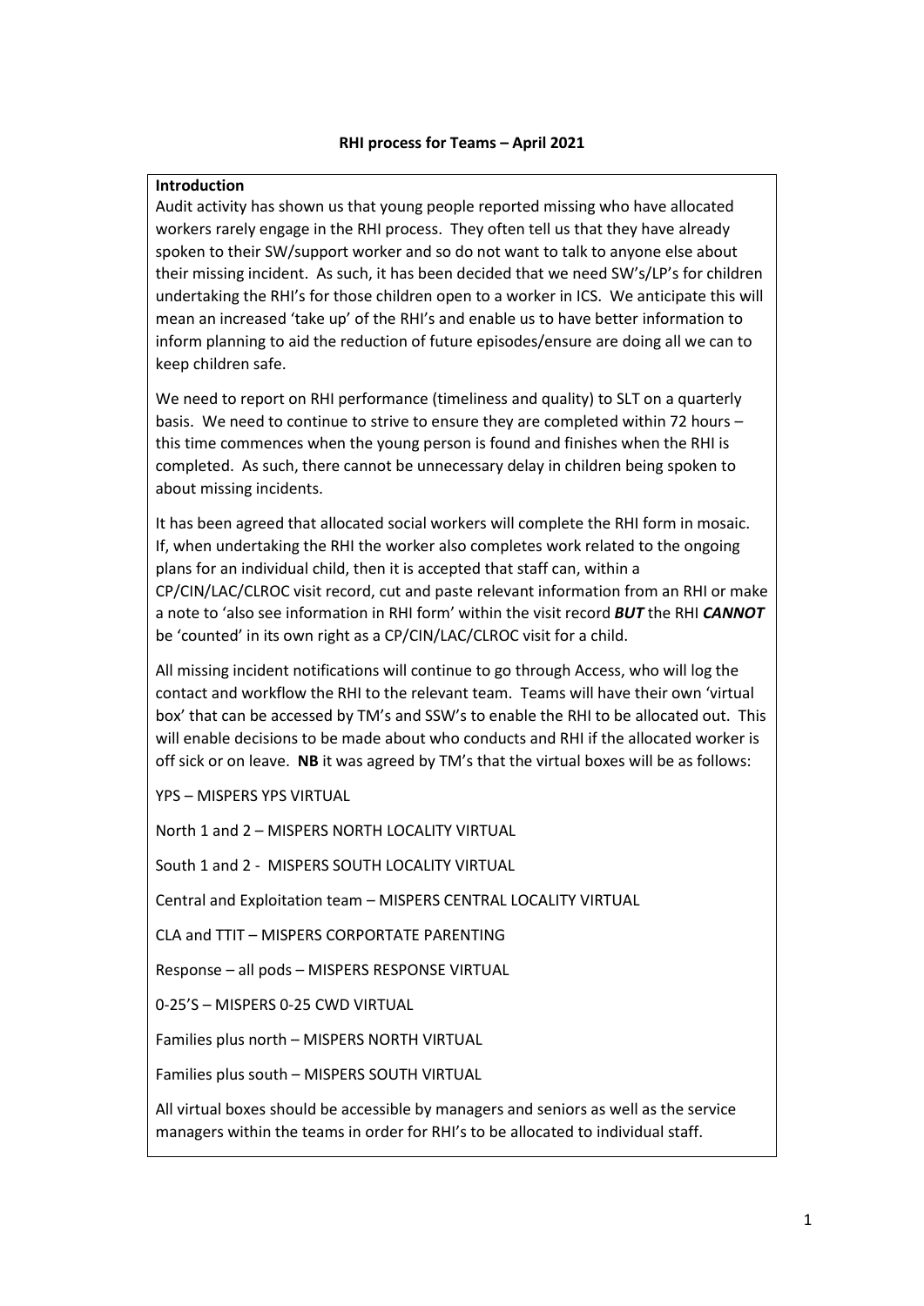**RHI process for Teams – April 2021**

**Introduction**

Audit activity has shown us that young people reported missing who have allocated workers rarely engage in the RHI process. They often tell us that they have already spoken to their SW/support worker and so do not want to talk to anyone else about their missing incident. As such, it has been decided that we need SW's/LP's for children undertaking the RHI's for those children open to a worker in ICS. We anticipate this will mean an increased 'take up' of the RHI's and enable us to have better information to inform planning to aid the reduction of future episodes/ensure are doing all we can to keep children safe.

We need to report on RHI performance (timeliness and quality) to SLT on a quarterly basis. We need to continue to strive to ensure they are completed within 72 hours – this time commences when the young person is found and finishes when the RHI is completed. As such, there cannot be unnecessary delay in children being spoken to about missing incidents.

It has been agreed that allocated social workers will complete the RHI form in mosaic. If, when undertaking the RHI the worker also completes work related to the ongoing plans for an individual child, then it is accepted that staff can, within a CP/CIN/LAC/CLROC visit record, cut and paste relevant information from an RHI or make a note to 'also see information in RHI form' within the visit record ***BUT*** the RHI ***CANNOT*** be 'counted' in its own right as a CP/CIN/LAC/CLROC visit for a child.

All missing incident notifications will continue to go through Access, who will log the contact and workflow the RHI to the relevant team. Teams will have their own 'virtual box' that can be accessed by TM's and SSW's to enable the RHI to be allocated out. This will enable decisions to be made about who conducts and RHI if the allocated worker is off sick or on leave. **NB** it was agreed by TM's that the virtual boxes will be as follows:

YPS – MISPERS YPS VIRTUAL

North 1 and 2 – MISPERS NORTH LOCALITY VIRTUAL

South 1 and 2 - MISPERS SOUTH LOCALITY VIRTUAL

Central and Exploitation team – MISPERS CENTRAL LOCALITY VIRTUAL

CLA and TTIT – MISPERS CORPORTATE PARENTING

Response – all pods – MISPERS RESPONSE VIRTUAL

0-25'S – MISPERS 0-25 CWD VIRTUAL

Families plus north – MISPERS NORTH VIRTUAL

Families plus south – MISPERS SOUTH VIRTUAL

All virtual boxes should be accessible by managers and seniors as well as the service managers within the teams in order for RHI's to be allocated to individual staff.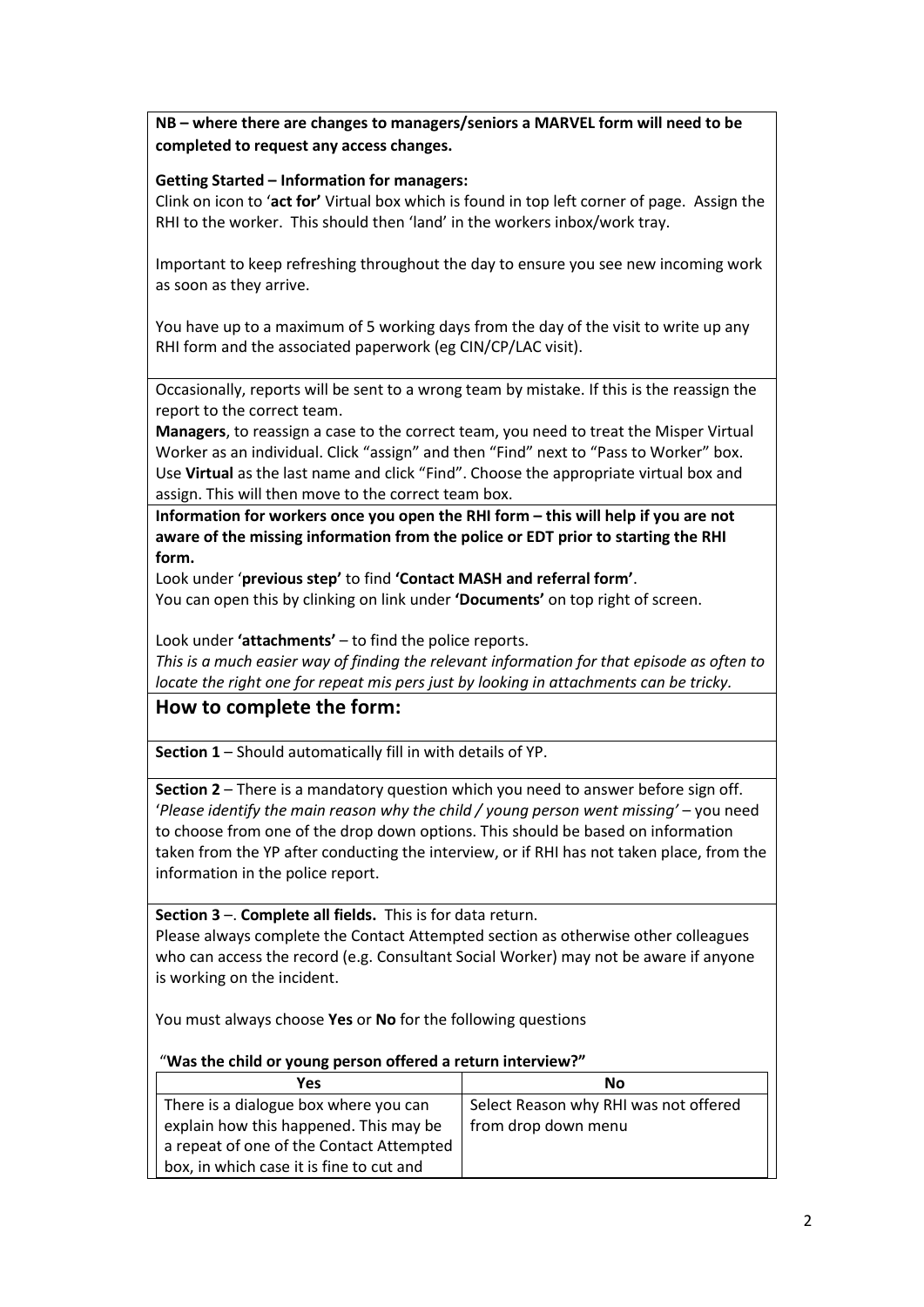**NB – where there are changes to managers/seniors a MARVEL form will need to be completed to request any access changes.**

**Getting Started – Information for managers:**

Clink on icon to '**act for'** Virtual box which is found in top left corner of page. Assign the RHI to the worker. This should then 'land' in the workers inbox/work tray.

Important to keep refreshing throughout the day to ensure you see new incoming work as soon as they arrive.

You have up to a maximum of 5 working days from the day of the visit to write up any RHI form and the associated paperwork (eg CIN/CP/LAC visit).

Occasionally, reports will be sent to a wrong team by mistake. If this is the reassign the report to the correct team.

**Managers**, to reassign a case to the correct team, you need to treat the Misper Virtual Worker as an individual. Click "assign" and then "Find" next to "Pass to Worker" box. Use **Virtual** as the last name and click "Find". Choose the appropriate virtual box and assign. This will then move to the correct team box.

**Information for workers once you open the RHI form – this will help if you are not aware of the missing information from the police or EDT prior to starting the RHI form.**

Look under '**previous step'** to find **'Contact MASH and referral form'**.

You can open this by clinking on link under **'Documents'** on top right of screen.

Look under **'attachments'** – to find the police reports.

*This is a much easier way of finding the relevant information for that episode as often to locate the right one for repeat mis pers just by looking in attachments can be tricky.*

## How to complete the form:

**Section 1** – Should automatically fill in with details of YP.

**Section 2** – There is a mandatory question which you need to answer before sign off. '*Please identify the main reason why the child / young person went missing'* – you need to choose from one of the drop down options. This should be based on information taken from the YP after conducting the interview, or if RHI has not taken place, from the information in the police report.

**Section 3** –. **Complete all fields.** This is for data return.

Please always complete the Contact Attempted section as otherwise other colleagues who can access the record (e.g. Consultant Social Worker) may not be aware if anyone is working on the incident.

You must always choose **Yes** or **No** for the following questions

"**Was the child or young person offered a return interview?"**

| Yes | No |
|---|---|
| There is a dialogue box where you can explain how this happened. This may be a repeat of one of the Contact Attempted box, in which case it is fine to cut and | Select Reason why RHI was not offered from drop down menu |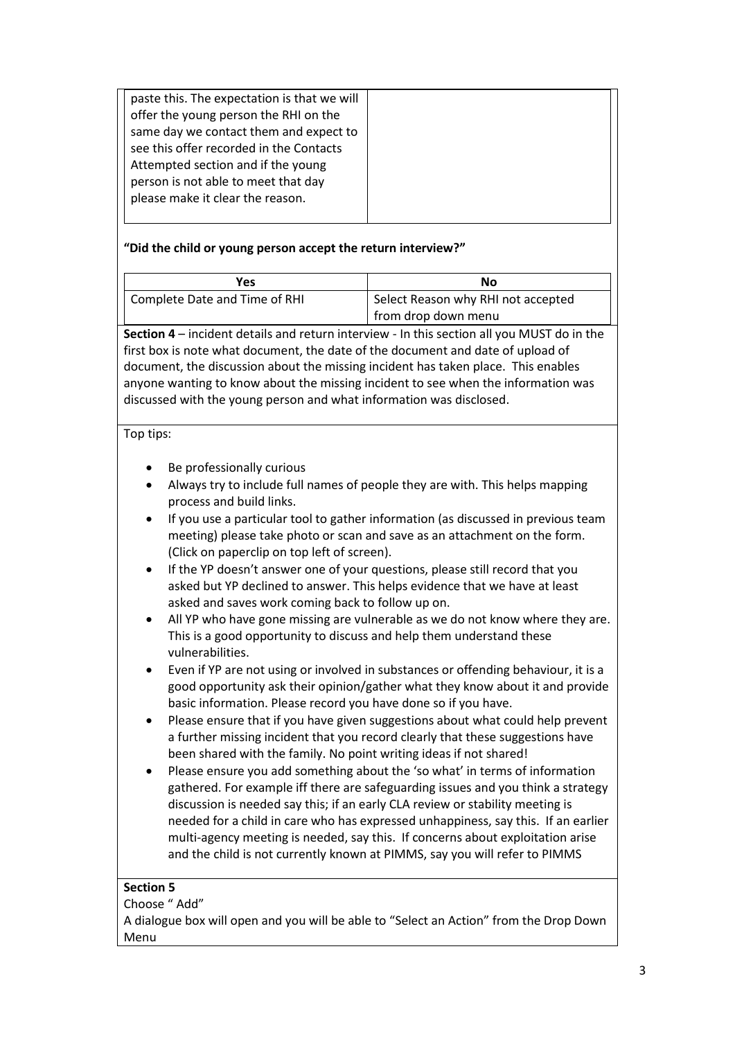| paste this. The expectation is that we will offer the young person the RHI on the same day we contact them and expect to see this offer recorded in the Contacts Attempted section and if the young person is not able to meet that day please make it clear the reason. | |
|---|---|

**"Did the child or young person accept the return interview?"**

| Yes | No |
|---|---|
| Complete Date and Time of RHI | Select Reason why RHI not accepted from drop down menu |

**Section 4** – incident details and return interview - In this section all you MUST do in the first box is note what document, the date of the document and date of upload of document, the discussion about the missing incident has taken place. This enables anyone wanting to know about the missing incident to see when the information was discussed with the young person and what information was disclosed.

Top tips:

- Be professionally curious
- Always try to include full names of people they are with. This helps mapping process and build links.
- If you use a particular tool to gather information (as discussed in previous team meeting) please take photo or scan and save as an attachment on the form. (Click on paperclip on top left of screen).
- If the YP doesn't answer one of your questions, please still record that you asked but YP declined to answer. This helps evidence that we have at least asked and saves work coming back to follow up on.
- All YP who have gone missing are vulnerable as we do not know where they are. This is a good opportunity to discuss and help them understand these vulnerabilities.
- Even if YP are not using or involved in substances or offending behaviour, it is a good opportunity ask their opinion/gather what they know about it and provide basic information. Please record you have done so if you have.
- Please ensure that if you have given suggestions about what could help prevent a further missing incident that you record clearly that these suggestions have been shared with the family. No point writing ideas if not shared!
- Please ensure you add something about the 'so what' in terms of information gathered. For example iff there are safeguarding issues and you think a strategy discussion is needed say this; if an early CLA review or stability meeting is needed for a child in care who has expressed unhappiness, say this. If an earlier multi-agency meeting is needed, say this. If concerns about exploitation arise and the child is not currently known at PIMMS, say you will refer to PIMMS

**Section 5**

Choose " Add"

A dialogue box will open and you will be able to "Select an Action" from the Drop Down Menu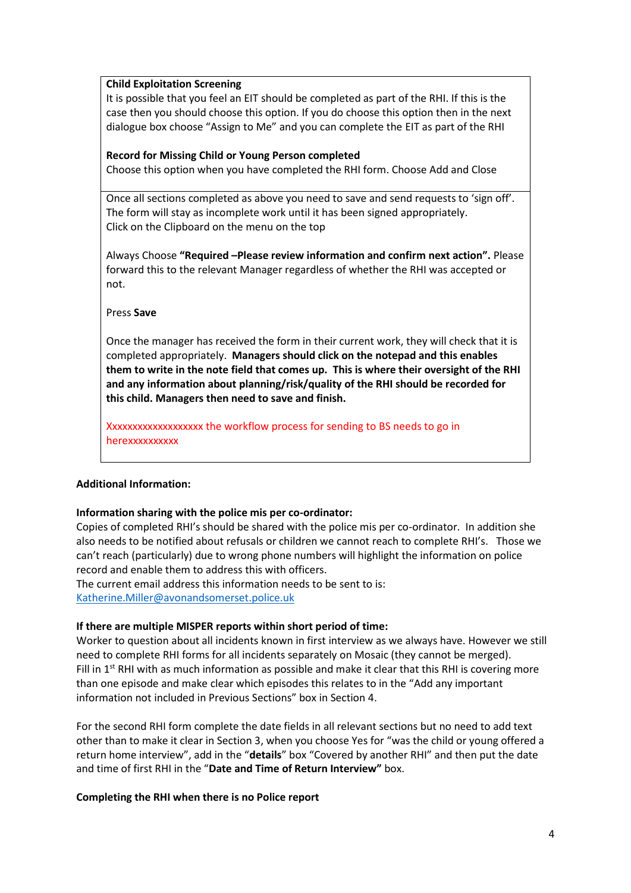**Child Exploitation Screening**
It is possible that you feel an EIT should be completed as part of the RHI. If this is the case then you should choose this option. If you do choose this option then in the next dialogue box choose "Assign to Me" and you can complete the EIT as part of the RHI

**Record for Missing Child or Young Person completed**
Choose this option when you have completed the RHI form. Choose Add and Close

Once all sections completed as above you need to save and send requests to 'sign off'. The form will stay as incomplete work until it has been signed appropriately.
Click on the Clipboard on the menu on the top

Always Choose **"Required –Please review information and confirm next action".** Please forward this to the relevant Manager regardless of whether the RHI was accepted or not.

Press **Save**

Once the manager has received the form in their current work, they will check that it is completed appropriately. **Managers should click on the notepad and this enables them to write in the note field that comes up. This is where their oversight of the RHI and any information about planning/risk/quality of the RHI should be recorded for this child. Managers then need to save and finish.**

Xxxxxxxxxxxxxxxxxxx the workflow process for sending to BS needs to go in herexxxxxxxxxxx

**Additional Information:**

**Information sharing with the police mis per co-ordinator:**
Copies of completed RHI's should be shared with the police mis per co-ordinator. In addition she also needs to be notified about refusals or children we cannot reach to complete RHI's. Those we can't reach (particularly) due to wrong phone numbers will highlight the information on police record and enable them to address this with officers.
The current email address this information needs to be sent to is:
Katherine.Miller@avonandsomerset.police.uk

**If there are multiple MISPER reports within short period of time:**
Worker to question about all incidents known in first interview as we always have. However we still need to complete RHI forms for all incidents separately on Mosaic (they cannot be merged).
Fill in 1st RHI with as much information as possible and make it clear that this RHI is covering more than one episode and make clear which episodes this relates to in the "Add any important information not included in Previous Sections" box in Section 4.

For the second RHI form complete the date fields in all relevant sections but no need to add text other than to make it clear in Section 3, when you choose Yes for "was the child or young offered a return home interview", add in the "**details**" box "Covered by another RHI" and then put the date and time of first RHI in the "**Date and Time of Return Interview"** box.

**Completing the RHI when there is no Police report**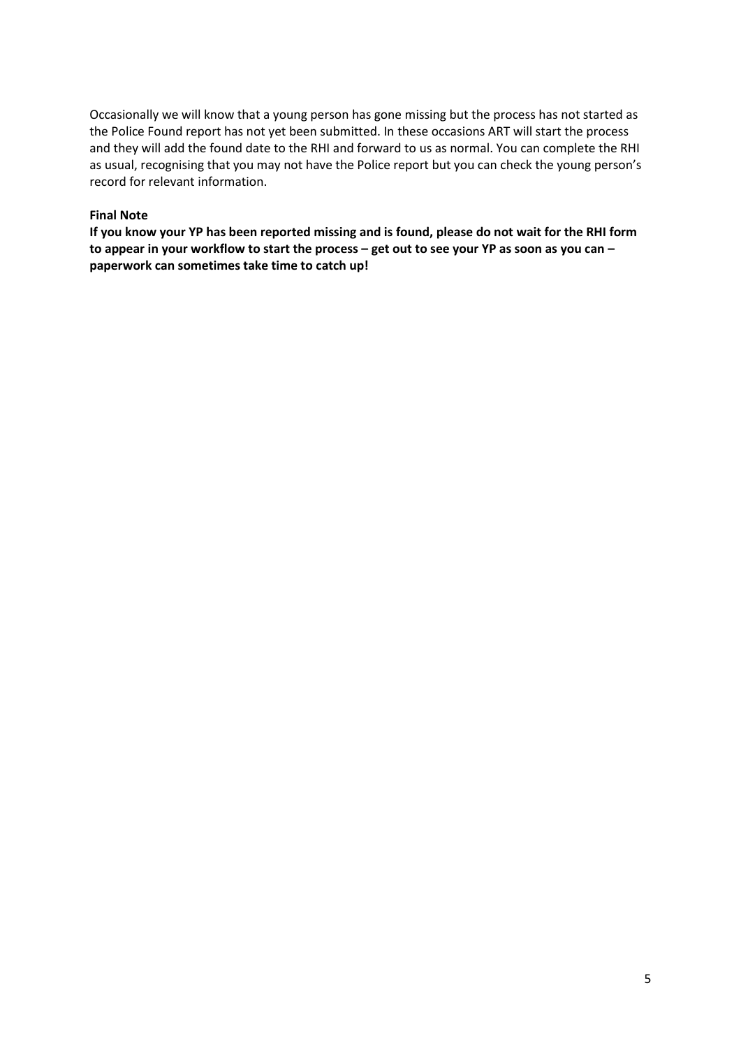Occasionally we will know that a young person has gone missing but the process has not started as the Police Found report has not yet been submitted. In these occasions ART will start the process and they will add the found date to the RHI and forward to us as normal. You can complete the RHI as usual, recognising that you may not have the Police report but you can check the young person's record for relevant information.

**Final Note**

**If you know your YP has been reported missing and is found, please do not wait for the RHI form to appear in your workflow to start the process – get out to see your YP as soon as you can – paperwork can sometimes take time to catch up!**